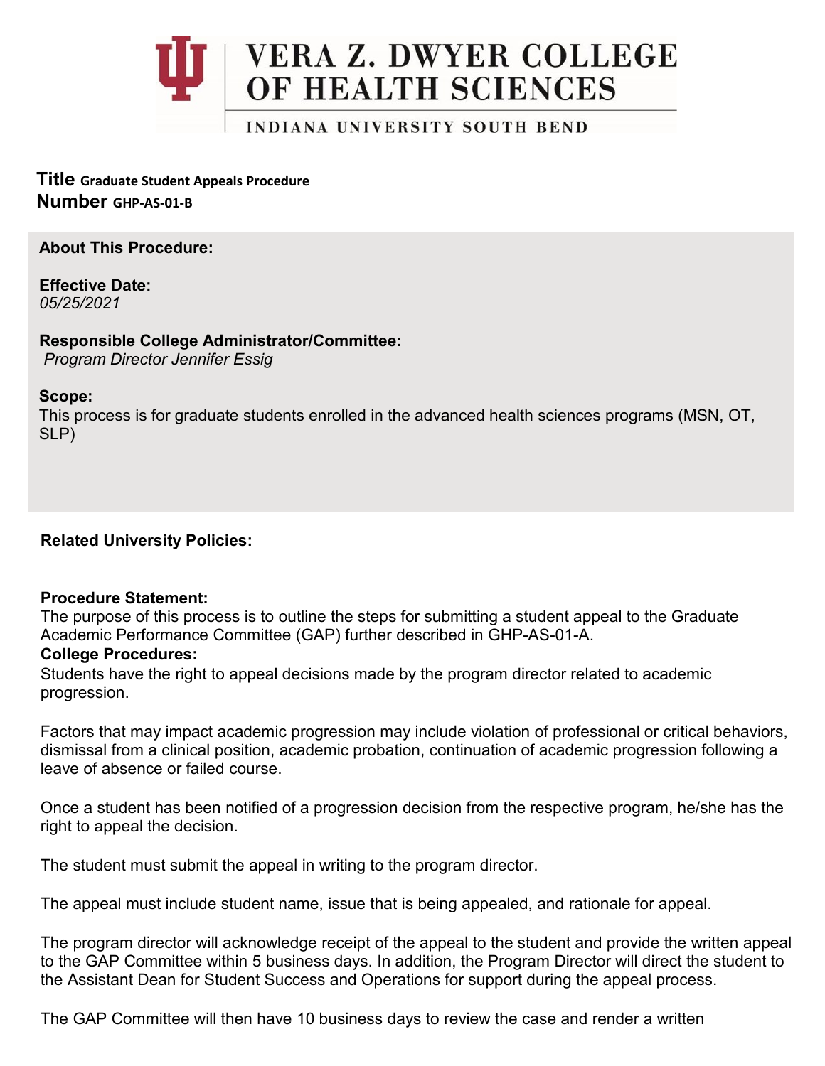VERA Z. DWYER COLLEGE OF HEALTH SCIENCES

INDIANA UNIVERSITY SOUTH BEND

**Title** **Graduate Student Appeals Procedure**
**Number** **GHP-AS-01-B**

**About This Procedure:**

**Effective Date:**
*05/25/2021*

**Responsible College Administrator/Committee:**
*Program Director Jennifer Essig*

**Scope:**
This process is for graduate students enrolled in the advanced health sciences programs (MSN, OT, SLP)

**Related University Policies:**

**Procedure Statement:**
The purpose of this process is to outline the steps for submitting a student appeal to the Graduate Academic Performance Committee (GAP) further described in GHP-AS-01-A.

**College Procedures:**
Students have the right to appeal decisions made by the program director related to academic progression.

Factors that may impact academic progression may include violation of professional or critical behaviors, dismissal from a clinical position, academic probation, continuation of academic progression following a leave of absence or failed course.

Once a student has been notified of a progression decision from the respective program, he/she has the right to appeal the decision.

The student must submit the appeal in writing to the program director.

The appeal must include student name, issue that is being appealed, and rationale for appeal.

The program director will acknowledge receipt of the appeal to the student and provide the written appeal to the GAP Committee within 5 business days. In addition, the Program Director will direct the student to the Assistant Dean for Student Success and Operations for support during the appeal process.

The GAP Committee will then have 10 business days to review the case and render a written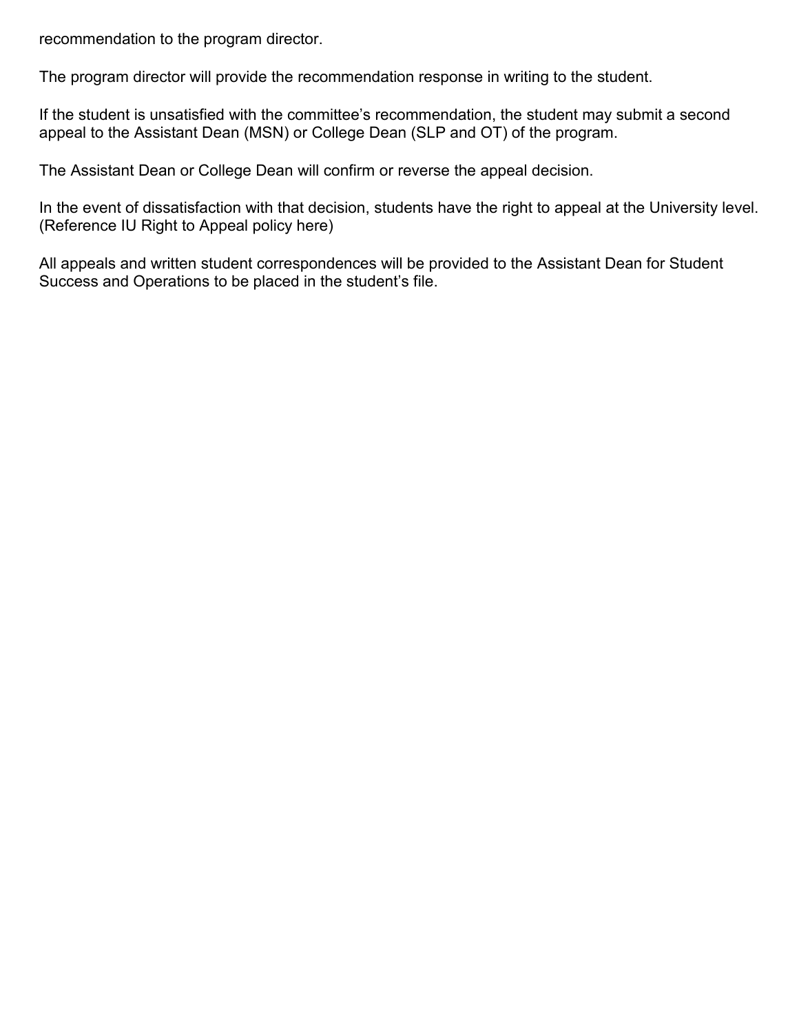recommendation to the program director.

The program director will provide the recommendation response in writing to the student.

If the student is unsatisfied with the committee's recommendation, the student may submit a second appeal to the Assistant Dean (MSN) or College Dean (SLP and OT) of the program.

The Assistant Dean or College Dean will confirm or reverse the appeal decision.

In the event of dissatisfaction with that decision, students have the right to appeal at the University level. (Reference IU Right to Appeal policy here)

All appeals and written student correspondences will be provided to the Assistant Dean for Student Success and Operations to be placed in the student's file.